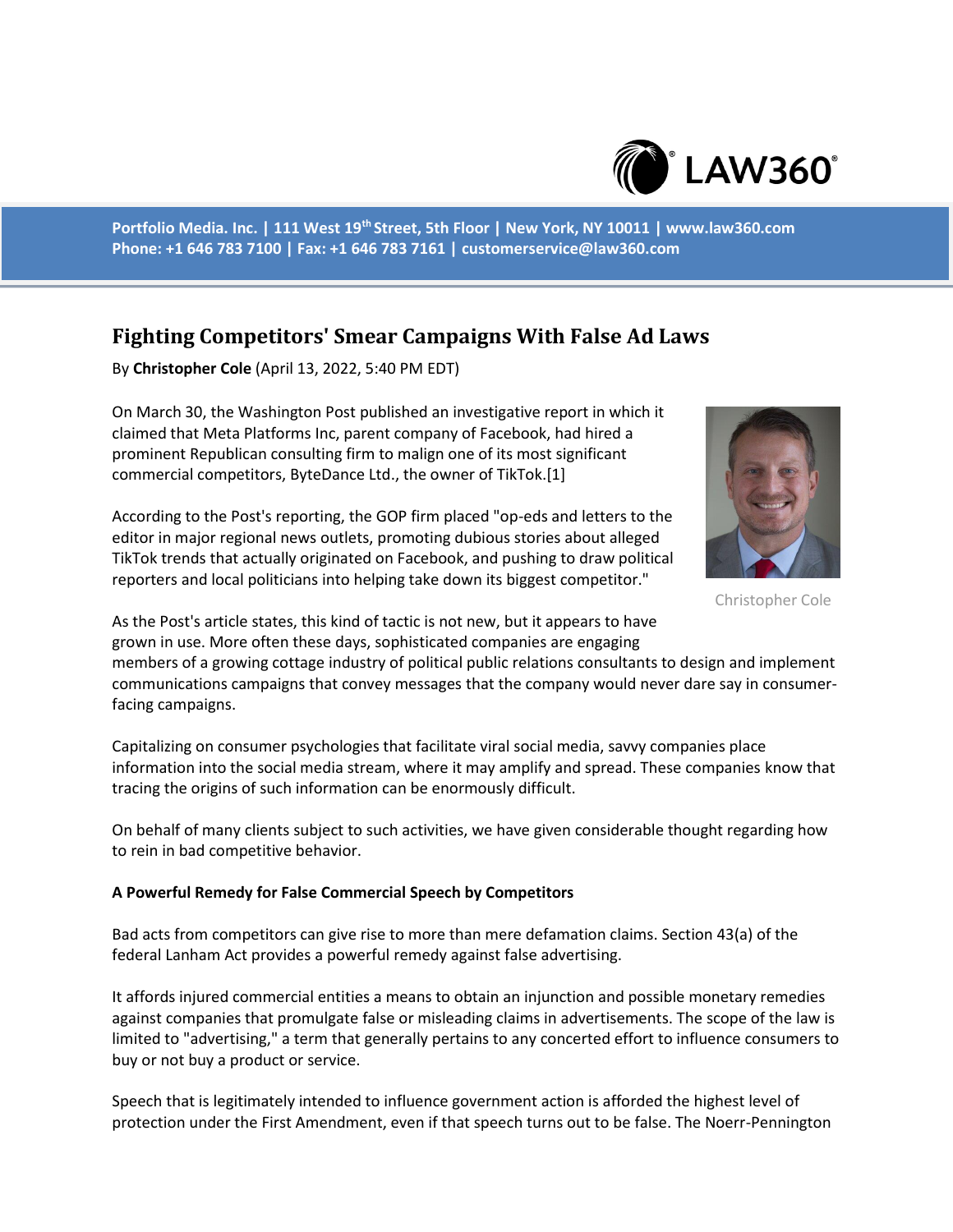Portfolio Media. Inc. | 111 West 19th Street, 5th Floor | New York, NY 10011 | www.law360.com
Phone: +1 646 783 7100 | Fax: +1 646 783 7161 | customerservice@law360.com

# Fighting Competitors' Smear Campaigns With False Ad Laws

By **Christopher Cole** (April 13, 2022, 5:40 PM EDT)

On March 30, the Washington Post published an investigative report in which it claimed that Meta Platforms Inc, parent company of Facebook, had hired a prominent Republican consulting firm to malign one of its most significant commercial competitors, ByteDance Ltd., the owner of TikTok.[1]

Christopher Cole

According to the Post's reporting, the GOP firm placed "op-eds and letters to the editor in major regional news outlets, promoting dubious stories about alleged TikTok trends that actually originated on Facebook, and pushing to draw political reporters and local politicians into helping take down its biggest competitor."

As the Post's article states, this kind of tactic is not new, but it appears to have grown in use. More often these days, sophisticated companies are engaging members of a growing cottage industry of political public relations consultants to design and implement communications campaigns that convey messages that the company would never dare say in consumer-facing campaigns.

Capitalizing on consumer psychologies that facilitate viral social media, savvy companies place information into the social media stream, where it may amplify and spread. These companies know that tracing the origins of such information can be enormously difficult.

On behalf of many clients subject to such activities, we have given considerable thought regarding how to rein in bad competitive behavior.

**A Powerful Remedy for False Commercial Speech by Competitors**

Bad acts from competitors can give rise to more than mere defamation claims. Section 43(a) of the federal Lanham Act provides a powerful remedy against false advertising.

It affords injured commercial entities a means to obtain an injunction and possible monetary remedies against companies that promulgate false or misleading claims in advertisements. The scope of the law is limited to "advertising," a term that generally pertains to any concerted effort to influence consumers to buy or not buy a product or service.

Speech that is legitimately intended to influence government action is afforded the highest level of protection under the First Amendment, even if that speech turns out to be false. The Noerr-Pennington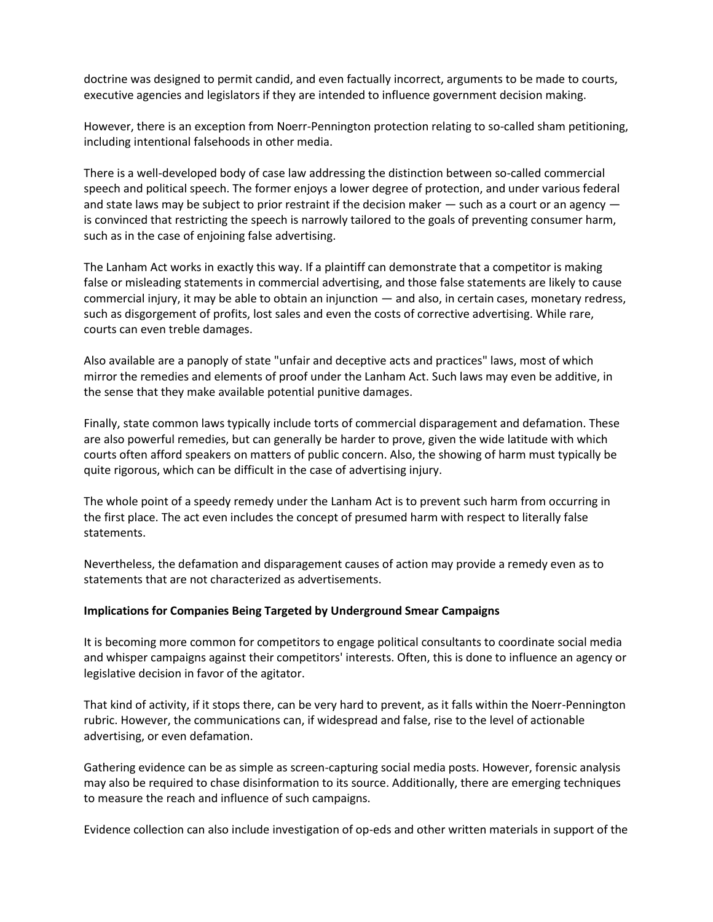doctrine was designed to permit candid, and even factually incorrect, arguments to be made to courts, executive agencies and legislators if they are intended to influence government decision making.

However, there is an exception from Noerr-Pennington protection relating to so-called sham petitioning, including intentional falsehoods in other media.

There is a well-developed body of case law addressing the distinction between so-called commercial speech and political speech. The former enjoys a lower degree of protection, and under various federal and state laws may be subject to prior restraint if the decision maker — such as a court or an agency — is convinced that restricting the speech is narrowly tailored to the goals of preventing consumer harm, such as in the case of enjoining false advertising.

The Lanham Act works in exactly this way. If a plaintiff can demonstrate that a competitor is making false or misleading statements in commercial advertising, and those false statements are likely to cause commercial injury, it may be able to obtain an injunction — and also, in certain cases, monetary redress, such as disgorgement of profits, lost sales and even the costs of corrective advertising. While rare, courts can even treble damages.

Also available are a panoply of state "unfair and deceptive acts and practices" laws, most of which mirror the remedies and elements of proof under the Lanham Act. Such laws may even be additive, in the sense that they make available potential punitive damages.

Finally, state common laws typically include torts of commercial disparagement and defamation. These are also powerful remedies, but can generally be harder to prove, given the wide latitude with which courts often afford speakers on matters of public concern. Also, the showing of harm must typically be quite rigorous, which can be difficult in the case of advertising injury.

The whole point of a speedy remedy under the Lanham Act is to prevent such harm from occurring in the first place. The act even includes the concept of presumed harm with respect to literally false statements.

Nevertheless, the defamation and disparagement causes of action may provide a remedy even as to statements that are not characterized as advertisements.

**Implications for Companies Being Targeted by Underground Smear Campaigns**

It is becoming more common for competitors to engage political consultants to coordinate social media and whisper campaigns against their competitors' interests. Often, this is done to influence an agency or legislative decision in favor of the agitator.

That kind of activity, if it stops there, can be very hard to prevent, as it falls within the Noerr-Pennington rubric. However, the communications can, if widespread and false, rise to the level of actionable advertising, or even defamation.

Gathering evidence can be as simple as screen-capturing social media posts. However, forensic analysis may also be required to chase disinformation to its source. Additionally, there are emerging techniques to measure the reach and influence of such campaigns.

Evidence collection can also include investigation of op-eds and other written materials in support of the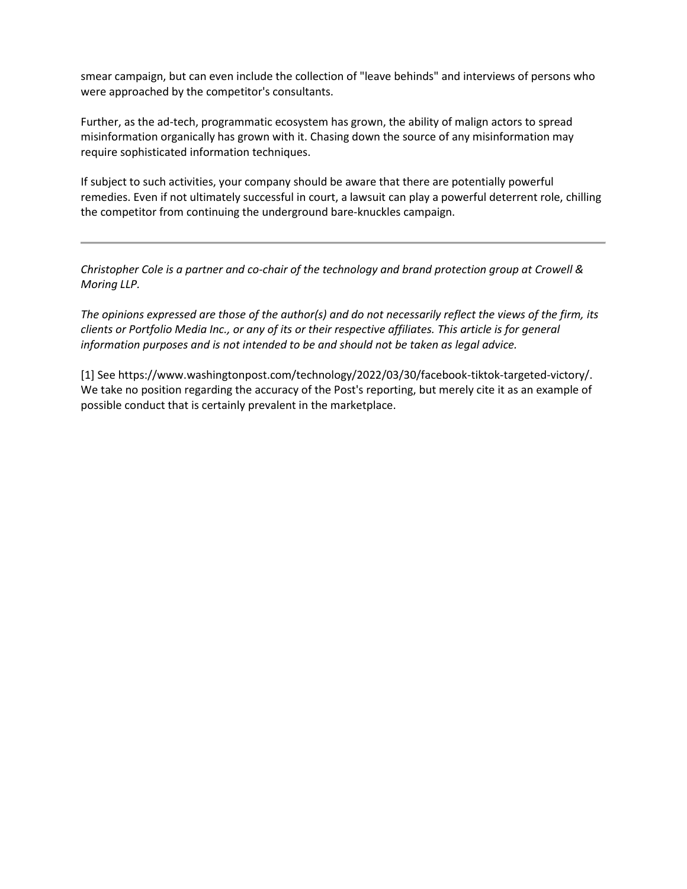smear campaign, but can even include the collection of "leave behinds" and interviews of persons who were approached by the competitor's consultants.

Further, as the ad-tech, programmatic ecosystem has grown, the ability of malign actors to spread misinformation organically has grown with it. Chasing down the source of any misinformation may require sophisticated information techniques.

If subject to such activities, your company should be aware that there are potentially powerful remedies. Even if not ultimately successful in court, a lawsuit can play a powerful deterrent role, chilling the competitor from continuing the underground bare-knuckles campaign.

---

*Christopher Cole is a partner and co-chair of the technology and brand protection group at Crowell & Moring LLP.*

*The opinions expressed are those of the author(s) and do not necessarily reflect the views of the firm, its clients or Portfolio Media Inc., or any of its or their respective affiliates. This article is for general information purposes and is not intended to be and should not be taken as legal advice.*

[1] See https://www.washingtonpost.com/technology/2022/03/30/facebook-tiktok-targeted-victory/. We take no position regarding the accuracy of the Post's reporting, but merely cite it as an example of possible conduct that is certainly prevalent in the marketplace.